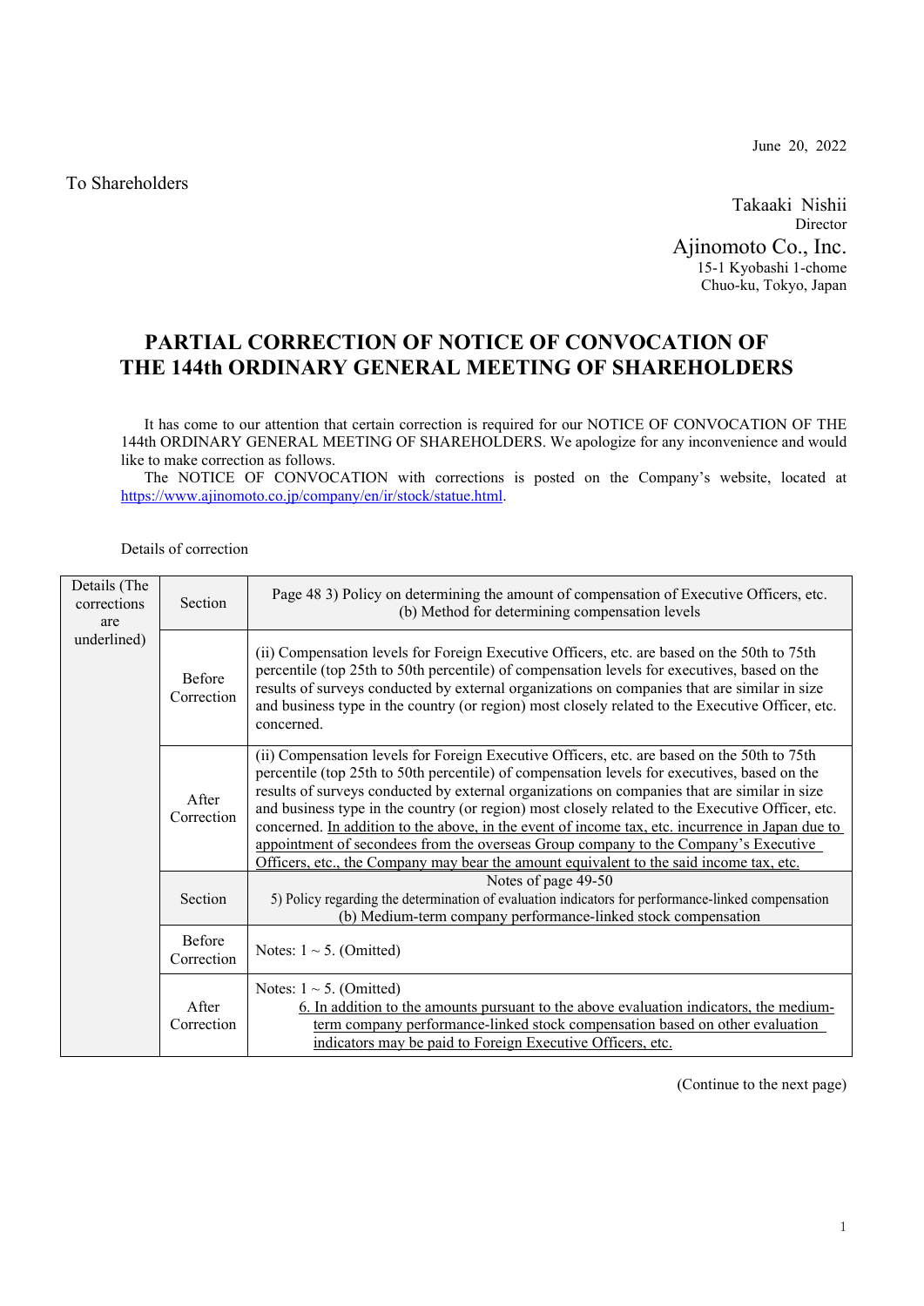June 20, 2022

To Shareholders

Takaaki Nishii
Director
Ajinomoto Co., Inc.
15-1 Kyobashi 1-chome
Chuo-ku, Tokyo, Japan

# PARTIAL CORRECTION OF NOTICE OF CONVOCATION OF THE 144th ORDINARY GENERAL MEETING OF SHAREHOLDERS

It has come to our attention that certain correction is required for our NOTICE OF CONVOCATION OF THE 144th ORDINARY GENERAL MEETING OF SHAREHOLDERS. We apologize for any inconvenience and would like to make correction as follows.

The NOTICE OF CONVOCATION with corrections is posted on the Company's website, located at https://www.ajinomoto.co.jp/company/en/ir/stock/statue.html.

Details of correction

| Details (The corrections are underlined) | Section | Page 48 3) Policy on determining the amount of compensation of Executive Officers, etc. (b) Method for determining compensation levels |
|---|---|---|
| | Before Correction | (ii) Compensation levels for Foreign Executive Officers, etc. are based on the 50th to 75th percentile (top 25th to 50th percentile) of compensation levels for executives, based on the results of surveys conducted by external organizations on companies that are similar in size and business type in the country (or region) most closely related to the Executive Officer, etc. concerned. |
| | After Correction | (ii) Compensation levels for Foreign Executive Officers, etc. are based on the 50th to 75th percentile (top 25th to 50th percentile) of compensation levels for executives, based on the results of surveys conducted by external organizations on companies that are similar in size and business type in the country (or region) most closely related to the Executive Officer, etc. concerned. <u>In addition to the above, in the event of income tax, etc. incurrence in Japan due to appointment of secondees from the overseas Group company to the Company's Executive Officers, etc., the Company may bear the amount equivalent to the said income tax, etc.</u> |
| | Section | Notes of page 49-50 5) Policy regarding the determination of evaluation indicators for performance-linked compensation (b) Medium-term company performance-linked stock compensation |
| | Before Correction | Notes: 1 ~ 5. (Omitted) |
| | After Correction | Notes: 1 ~ 5. (Omitted) <u>6. In addition to the amounts pursuant to the above evaluation indicators, the medium-term company performance-linked stock compensation based on other evaluation indicators may be paid to Foreign Executive Officers, etc.</u> |

(Continue to the next page)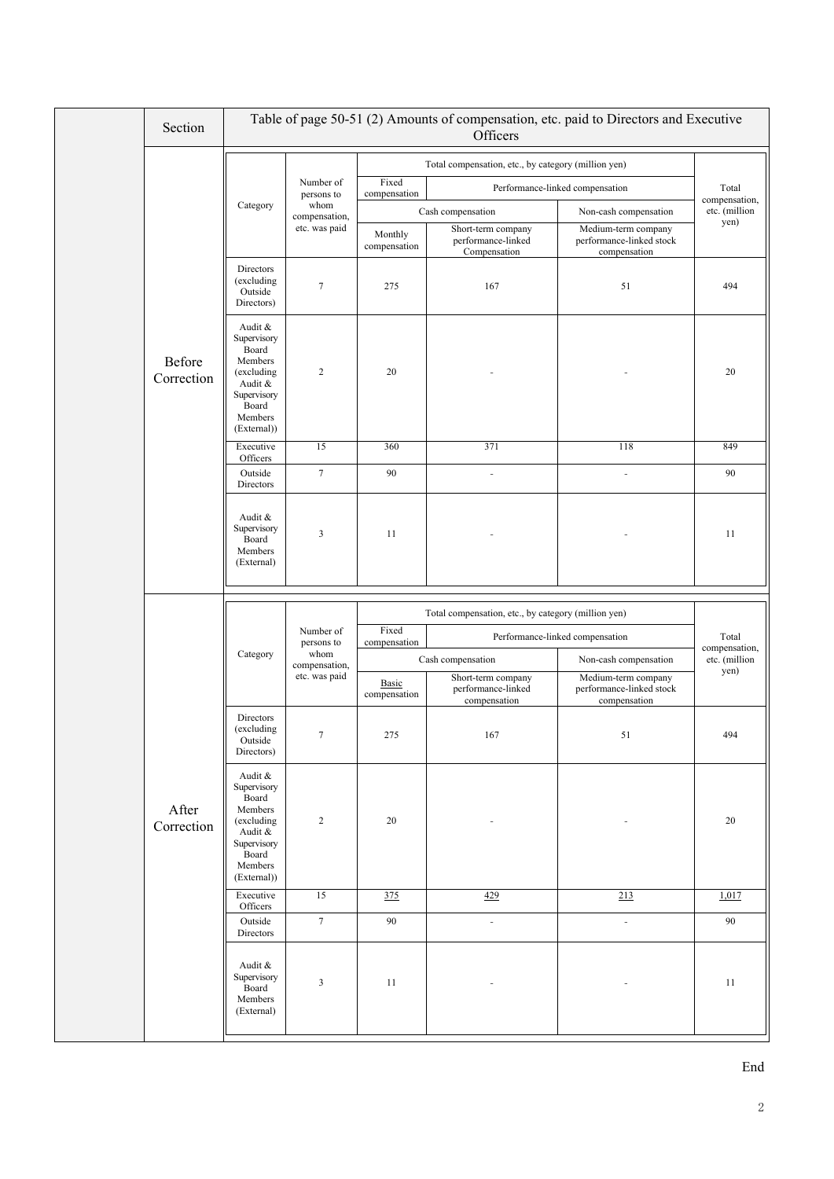| | Section | Table of page 50-51 (2) Amounts of compensation, etc. paid to Directors and Executive Officers |
|---|---|---|

**Before Correction**

| Category | Number of persons to whom compensation, etc. was paid | Total compensation, etc., by category (million yen) | | | Total compensation, etc. (million yen) |
|---|---|---|---|---|---|
| | | Fixed compensation | Performance-linked compensation | | |
| | | | Cash compensation | Non-cash compensation | |
| | | Monthly compensation | Short-term company performance-linked Compensation | Medium-term company performance-linked stock compensation | |
| Directors (excluding Outside Directors) | 7 | 275 | 167 | 51 | 494 |
| Audit & Supervisory Board Members (excluding Audit & Supervisory Board Members (External)) | 2 | 20 | - | - | 20 |
| Executive Officers | 15 | 360 | 371 | 118 | 849 |
| Outside Directors | 7 | 90 | - | - | 90 |
| Audit & Supervisory Board Members (External) | 3 | 11 | - | - | 11 |

**After Correction**

| Category | Number of persons to whom compensation, etc. was paid | Total compensation, etc., by category (million yen) | | | Total compensation, etc. (million yen) |
|---|---|---|---|---|---|
| | | Fixed compensation | Performance-linked compensation | | |
| | | | Cash compensation | Non-cash compensation | |
| | | Basic compensation | Short-term company performance-linked compensation | Medium-term company performance-linked stock compensation | |
| Directors (excluding Outside Directors) | 7 | 275 | 167 | 51 | 494 |
| Audit & Supervisory Board Members (excluding Audit & Supervisory Board Members (External)) | 2 | 20 | - | - | 20 |
| Executive Officers | 15 | 375 | 429 | 213 | 1,017 |
| Outside Directors | 7 | 90 | - | - | 90 |
| Audit & Supervisory Board Members (External) | 3 | 11 | - | - | 11 |

End